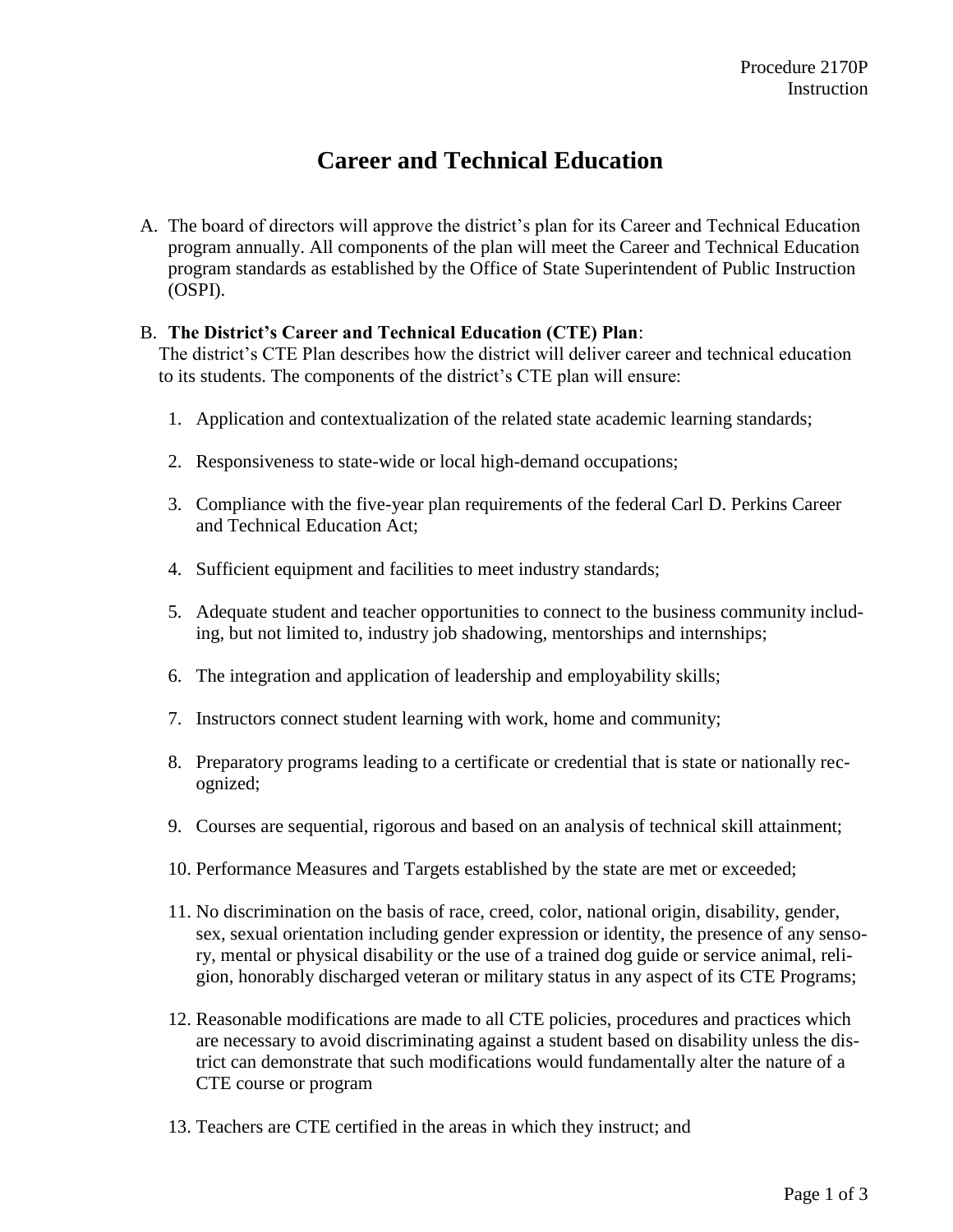# Career and Technical Education

A. The board of directors will approve the district's plan for its Career and Technical Education program annually. All components of the plan will meet the Career and Technical Education program standards as established by the Office of State Superintendent of Public Instruction (OSPI).

B. **The District's Career and Technical Education (CTE) Plan**:
The district's CTE Plan describes how the district will deliver career and technical education to its students. The components of the district's CTE plan will ensure:

1. Application and contextualization of the related state academic learning standards;
2. Responsiveness to state-wide or local high-demand occupations;
3. Compliance with the five-year plan requirements of the federal Carl D. Perkins Career and Technical Education Act;
4. Sufficient equipment and facilities to meet industry standards;
5. Adequate student and teacher opportunities to connect to the business community including, but not limited to, industry job shadowing, mentorships and internships;
6. The integration and application of leadership and employability skills;
7. Instructors connect student learning with work, home and community;
8. Preparatory programs leading to a certificate or credential that is state or nationally recognized;
9. Courses are sequential, rigorous and based on an analysis of technical skill attainment;
10. Performance Measures and Targets established by the state are met or exceeded;
11. No discrimination on the basis of race, creed, color, national origin, disability, gender, sex, sexual orientation including gender expression or identity, the presence of any sensory, mental or physical disability or the use of a trained dog guide or service animal, religion, honorably discharged veteran or military status in any aspect of its CTE Programs;
12. Reasonable modifications are made to all CTE policies, procedures and practices which are necessary to avoid discriminating against a student based on disability unless the district can demonstrate that such modifications would fundamentally alter the nature of a CTE course or program
13. Teachers are CTE certified in the areas in which they instruct; and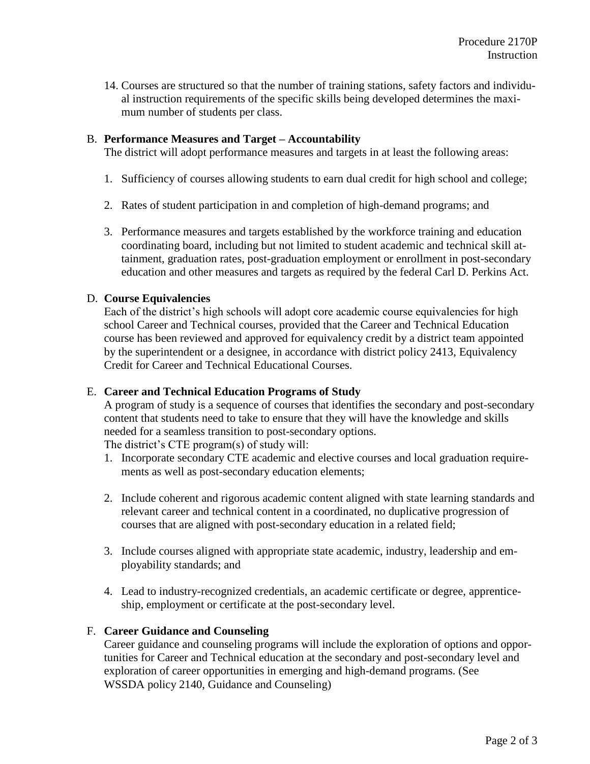14. Courses are structured so that the number of training stations, safety factors and individual instruction requirements of the specific skills being developed determines the maximum number of students per class.

B. **Performance Measures and Target – Accountability**
The district will adopt performance measures and targets in at least the following areas:

1. Sufficiency of courses allowing students to earn dual credit for high school and college;

2. Rates of student participation in and completion of high-demand programs; and

3. Performance measures and targets established by the workforce training and education coordinating board, including but not limited to student academic and technical skill attainment, graduation rates, post-graduation employment or enrollment in post-secondary education and other measures and targets as required by the federal Carl D. Perkins Act.

D. **Course Equivalencies**
Each of the district's high schools will adopt core academic course equivalencies for high school Career and Technical courses, provided that the Career and Technical Education course has been reviewed and approved for equivalency credit by a district team appointed by the superintendent or a designee, in accordance with district policy 2413, Equivalency Credit for Career and Technical Educational Courses.

E. **Career and Technical Education Programs of Study**
A program of study is a sequence of courses that identifies the secondary and post-secondary content that students need to take to ensure that they will have the knowledge and skills needed for a seamless transition to post-secondary options.
The district's CTE program(s) of study will:

1. Incorporate secondary CTE academic and elective courses and local graduation requirements as well as post-secondary education elements;

2. Include coherent and rigorous academic content aligned with state learning standards and relevant career and technical content in a coordinated, no duplicative progression of courses that are aligned with post-secondary education in a related field;

3. Include courses aligned with appropriate state academic, industry, leadership and employability standards; and

4. Lead to industry-recognized credentials, an academic certificate or degree, apprenticeship, employment or certificate at the post-secondary level.

F. **Career Guidance and Counseling**
Career guidance and counseling programs will include the exploration of options and opportunities for Career and Technical education at the secondary and post-secondary level and exploration of career opportunities in emerging and high-demand programs. (See WSSDA policy 2140, Guidance and Counseling)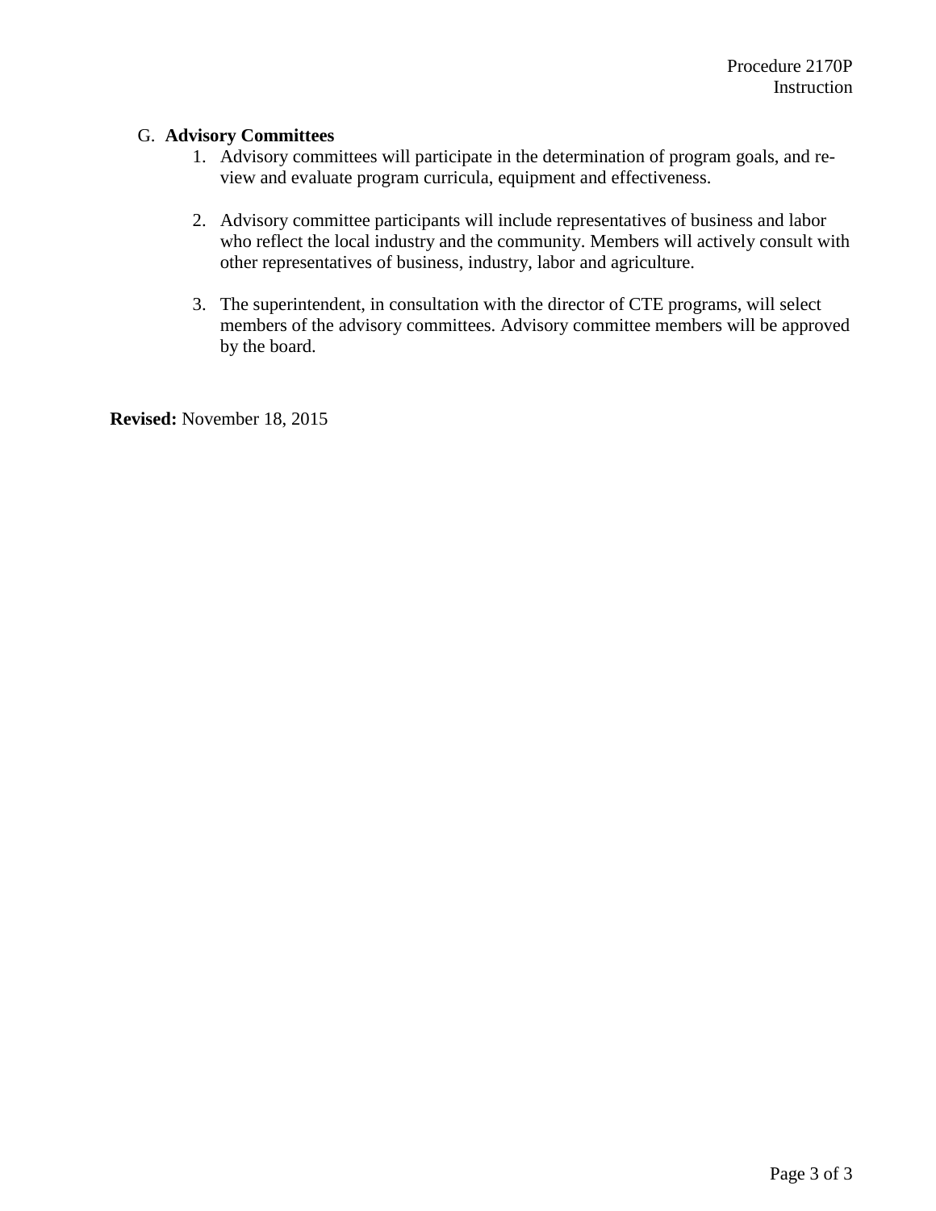G. **Advisory Committees**

1. Advisory committees will participate in the determination of program goals, and review and evaluate program curricula, equipment and effectiveness.

2. Advisory committee participants will include representatives of business and labor who reflect the local industry and the community. Members will actively consult with other representatives of business, industry, labor and agriculture.

3. The superintendent, in consultation with the director of CTE programs, will select members of the advisory committees. Advisory committee members will be approved by the board.

**Revised:** November 18, 2015